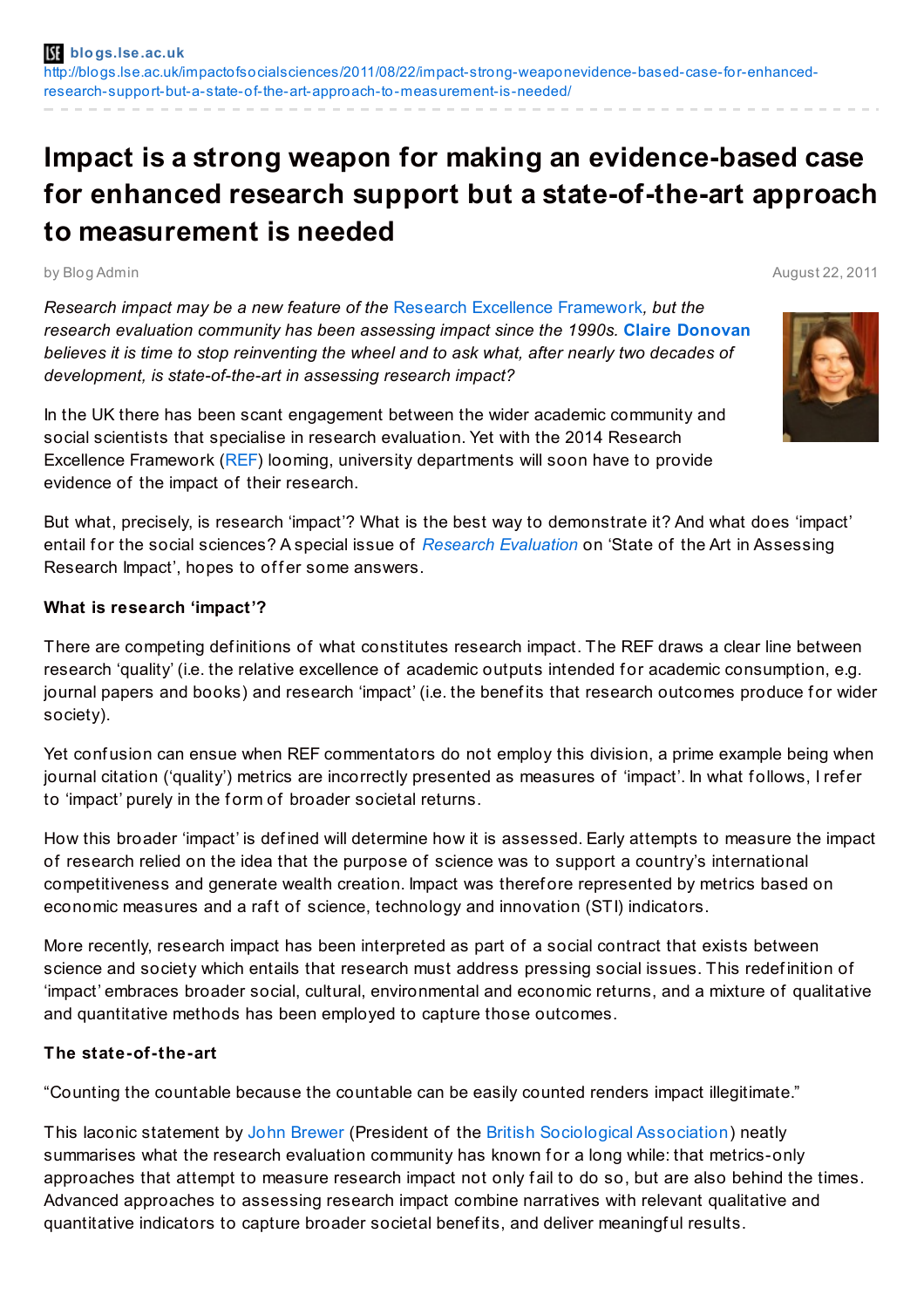blogs.lse.ac.uk
http://blogs.lse.ac.uk/impactofsocialsciences/2011/08/22/impact-strong-weaponevidence-based-case-for-enhanced-research-support-but-a-state-of-the-art-approach-to-measurement-is-needed/

# Impact is a strong weapon for making an evidence-based case for enhanced research support but a state-of-the-art approach to measurement is needed

by Blog Admin

August 22, 2011

*Research impact may be a new feature of the Research Excellence Framework, but the research evaluation community has been assessing impact since the 1990s.* **Claire Donovan** *believes it is time to stop reinventing the wheel and to ask what, after nearly two decades of development, is state-of-the-art in assessing research impact?*

In the UK there has been scant engagement between the wider academic community and social scientists that specialise in research evaluation. Yet with the 2014 Research Excellence Framework (REF) looming, university departments will soon have to provide evidence of the impact of their research.

But what, precisely, is research 'impact'? What is the best way to demonstrate it? And what does 'impact' entail for the social sciences? A special issue of *Research Evaluation* on 'State of the Art in Assessing Research Impact', hopes to offer some answers.

**What is research 'impact'?**

There are competing definitions of what constitutes research impact. The REF draws a clear line between research 'quality' (i.e. the relative excellence of academic outputs intended for academic consumption, e.g. journal papers and books) and research 'impact' (i.e. the benefits that research outcomes produce for wider society).

Yet confusion can ensue when REF commentators do not employ this division, a prime example being when journal citation ('quality') metrics are incorrectly presented as measures of 'impact'. In what follows, I refer to 'impact' purely in the form of broader societal returns.

How this broader 'impact' is defined will determine how it is assessed. Early attempts to measure the impact of research relied on the idea that the purpose of science was to support a country's international competitiveness and generate wealth creation. Impact was therefore represented by metrics based on economic measures and a raft of science, technology and innovation (STI) indicators.

More recently, research impact has been interpreted as part of a social contract that exists between science and society which entails that research must address pressing social issues. This redefinition of 'impact' embraces broader social, cultural, environmental and economic returns, and a mixture of qualitative and quantitative methods has been employed to capture those outcomes.

**The state-of-the-art**

"Counting the countable because the countable can be easily counted renders impact illegitimate."

This laconic statement by John Brewer (President of the British Sociological Association) neatly summarises what the research evaluation community has known for a long while: that metrics-only approaches that attempt to measure research impact not only fail to do so, but are also behind the times. Advanced approaches to assessing research impact combine narratives with relevant qualitative and quantitative indicators to capture broader societal benefits, and deliver meaningful results.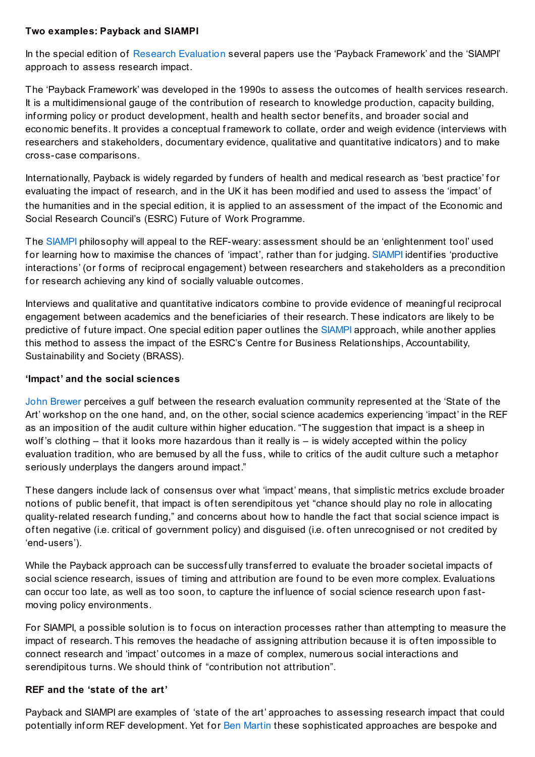**Two examples: Payback and SIAMPI**

In the special edition of Research Evaluation several papers use the 'Payback Framework' and the 'SIAMPI' approach to assess research impact.

The 'Payback Framework' was developed in the 1990s to assess the outcomes of health services research. It is a multidimensional gauge of the contribution of research to knowledge production, capacity building, informing policy or product development, health and health sector benefits, and broader social and economic benefits. It provides a conceptual framework to collate, order and weigh evidence (interviews with researchers and stakeholders, documentary evidence, qualitative and quantitative indicators) and to make cross-case comparisons.

Internationally, Payback is widely regarded by funders of health and medical research as 'best practice' for evaluating the impact of research, and in the UK it has been modified and used to assess the 'impact' of the humanities and in the special edition, it is applied to an assessment of the impact of the Economic and Social Research Council's (ESRC) Future of Work Programme.

The SIAMPI philosophy will appeal to the REF-weary: assessment should be an 'enlightenment tool' used for learning how to maximise the chances of 'impact', rather than for judging. SIAMPI identifies 'productive interactions' (or forms of reciprocal engagement) between researchers and stakeholders as a precondition for research achieving any kind of socially valuable outcomes.

Interviews and qualitative and quantitative indicators combine to provide evidence of meaningful reciprocal engagement between academics and the beneficiaries of their research. These indicators are likely to be predictive of future impact. One special edition paper outlines the SIAMPI approach, while another applies this method to assess the impact of the ESRC's Centre for Business Relationships, Accountability, Sustainability and Society (BRASS).

**'Impact' and the social sciences**

John Brewer perceives a gulf between the research evaluation community represented at the 'State of the Art' workshop on the one hand, and, on the other, social science academics experiencing 'impact' in the REF as an imposition of the audit culture within higher education. "The suggestion that impact is a sheep in wolf's clothing – that it looks more hazardous than it really is – is widely accepted within the policy evaluation tradition, who are bemused by all the fuss, while to critics of the audit culture such a metaphor seriously underplays the dangers around impact."

These dangers include lack of consensus over what 'impact' means, that simplistic metrics exclude broader notions of public benefit, that impact is often serendipitous yet "chance should play no role in allocating quality-related research funding," and concerns about how to handle the fact that social science impact is often negative (i.e. critical of government policy) and disguised (i.e. often unrecognised or not credited by 'end-users').

While the Payback approach can be successfully transferred to evaluate the broader societal impacts of social science research, issues of timing and attribution are found to be even more complex. Evaluations can occur too late, as well as too soon, to capture the influence of social science research upon fast-moving policy environments.

For SIAMPI, a possible solution is to focus on interaction processes rather than attempting to measure the impact of research. This removes the headache of assigning attribution because it is often impossible to connect research and 'impact' outcomes in a maze of complex, numerous social interactions and serendipitous turns. We should think of "contribution not attribution".

**REF and the 'state of the art'**

Payback and SIAMPI are examples of 'state of the art' approaches to assessing research impact that could potentially inform REF development. Yet for Ben Martin these sophisticated approaches are bespoke and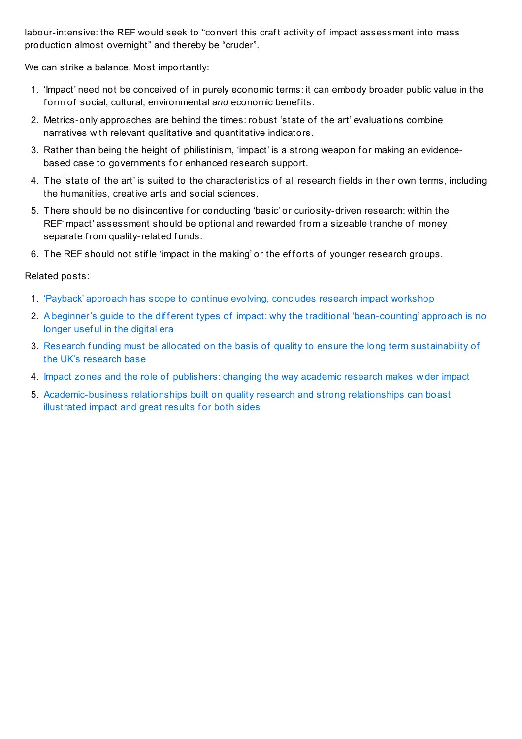labour-intensive: the REF would seek to "convert this craft activity of impact assessment into mass production almost overnight" and thereby be "cruder".

We can strike a balance. Most importantly:

1. 'Impact' need not be conceived of in purely economic terms: it can embody broader public value in the form of social, cultural, environmental *and* economic benefits.
2. Metrics-only approaches are behind the times: robust 'state of the art' evaluations combine narratives with relevant qualitative and quantitative indicators.
3. Rather than being the height of philistinism, 'impact' is a strong weapon for making an evidence-based case to governments for enhanced research support.
4. The 'state of the art' is suited to the characteristics of all research fields in their own terms, including the humanities, creative arts and social sciences.
5. There should be no disincentive for conducting 'basic' or curiosity-driven research: within the REF'impact' assessment should be optional and rewarded from a sizeable tranche of money separate from quality-related funds.
6. The REF should not stifle 'impact in the making' or the efforts of younger research groups.

Related posts:

1. 'Payback' approach has scope to continue evolving, concludes research impact workshop
2. A beginner's guide to the different types of impact: why the traditional 'bean-counting' approach is no longer useful in the digital era
3. Research funding must be allocated on the basis of quality to ensure the long term sustainability of the UK's research base
4. Impact zones and the role of publishers: changing the way academic research makes wider impact
5. Academic-business relationships built on quality research and strong relationships can boast illustrated impact and great results for both sides